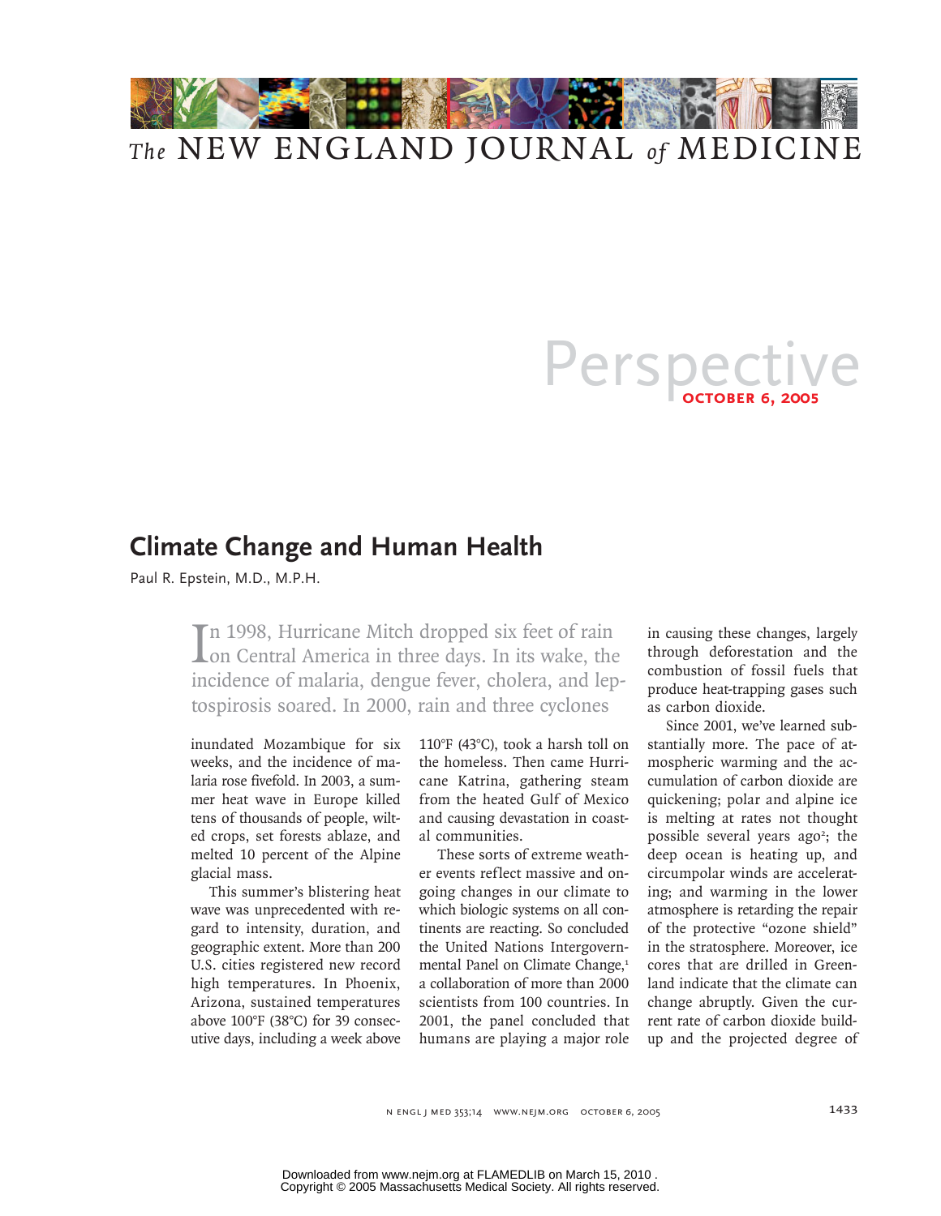# Climate Change and Human Health

Paul R. Epstein, M.D., M.P.H.

In 1998, Hurricane Mitch dropped six feet of rain on Central America in three days. In its wake, the incidence of malaria, dengue fever, cholera, and leptospirosis soared. In 2000, rain and three cyclones inundated Mozambique for six weeks, and the incidence of malaria rose fivefold. In 2003, a summer heat wave in Europe killed tens of thousands of people, wilted crops, set forests ablaze, and melted 10 percent of the Alpine glacial mass.

This summer's blistering heat wave was unprecedented with regard to intensity, duration, and geographic extent. More than 200 U.S. cities registered new record high temperatures. In Phoenix, Arizona, sustained temperatures above 100°F (38°C) for 39 consecutive days, including a week above 110°F (43°C), took a harsh toll on the homeless. Then came Hurricane Katrina, gathering steam from the heated Gulf of Mexico and causing devastation in coastal communities.

These sorts of extreme weather events reflect massive and ongoing changes in our climate to which biologic systems on all continents are reacting. So concluded the United Nations Intergovernmental Panel on Climate Change,[1] a collaboration of more than 2000 scientists from 100 countries. In 2001, the panel concluded that humans are playing a major role in causing these changes, largely through deforestation and the combustion of fossil fuels that produce heat-trapping gases such as carbon dioxide.

Since 2001, we've learned substantially more. The pace of atmospheric warming and the accumulation of carbon dioxide are quickening; polar and alpine ice is melting at rates not thought possible several years ago[2]; the deep ocean is heating up, and circumpolar winds are accelerating; and warming in the lower atmosphere is retarding the repair of the protective "ozone shield" in the stratosphere. Moreover, ice cores that are drilled in Greenland indicate that the climate can change abruptly. Given the current rate of carbon dioxide buildup and the projected degree of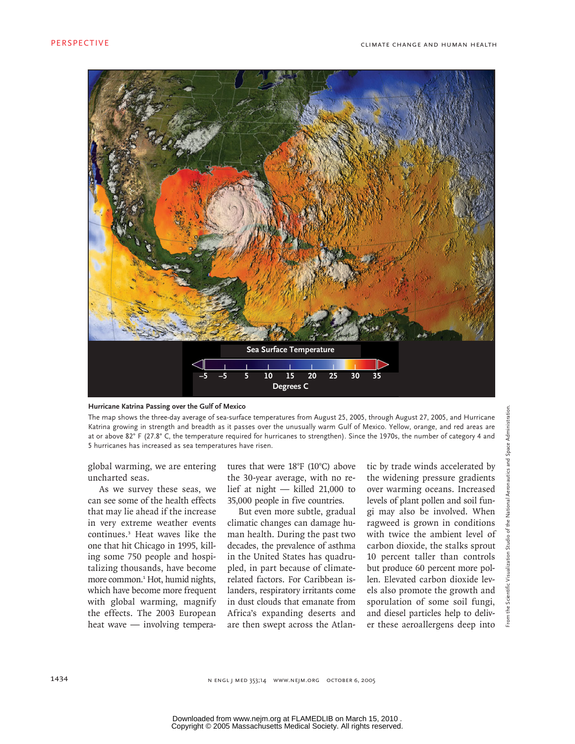**Hurricane Katrina Passing over the Gulf of Mexico**

The map shows the three-day average of sea-surface temperatures from August 25, 2005, through August 27, 2005, and Hurricane Katrina growing in strength and breadth as it passes over the unusually warm Gulf of Mexico. Yellow, orange, and red areas are at or above 82° F (27.8° C, the temperature required for hurricanes to strengthen). Since the 1970s, the number of category 4 and 5 hurricanes has increased as sea temperatures have risen.

From the Scientific Visualization Studio of the National Aeronautics and Space Administration.

global warming, we are entering uncharted seas.

As we survey these seas, we can see some of the health effects that may lie ahead if the increase in very extreme weather events continues.[3] Heat waves like the one that hit Chicago in 1995, killing some 750 people and hospitalizing thousands, have become more common.[1] Hot, humid nights, which have become more frequent with global warming, magnify the effects. The 2003 European heat wave — involving temperatures that were 18°F (10°C) above the 30-year average, with no relief at night — killed 21,000 to 35,000 people in five countries.

But even more subtle, gradual climatic changes can damage human health. During the past two decades, the prevalence of asthma in the United States has quadrupled, in part because of climate-related factors. For Caribbean islanders, respiratory irritants come in dust clouds that emanate from Africa's expanding deserts and are then swept across the Atlantic by trade winds accelerated by the widening pressure gradients over warming oceans. Increased levels of plant pollen and soil fungi may also be involved. When ragweed is grown in conditions with twice the ambient level of carbon dioxide, the stalks sprout 10 percent taller than controls but produce 60 percent more pollen. Elevated carbon dioxide levels also promote the growth and sporulation of some soil fungi, and diesel particles help to deliver these aeroallergens deep into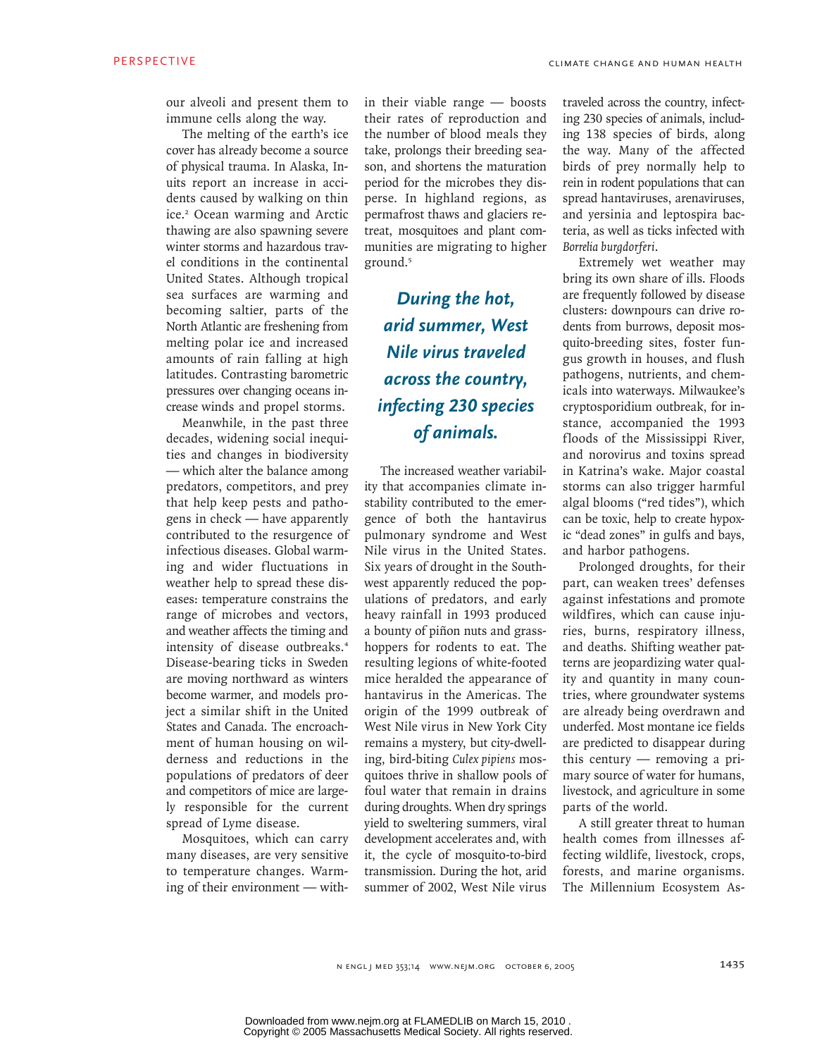our alveoli and present them to immune cells along the way.

The melting of the earth's ice cover has already become a source of physical trauma. In Alaska, Inuits report an increase in accidents caused by walking on thin ice.[2] Ocean warming and Arctic thawing are also spawning severe winter storms and hazardous travel conditions in the continental United States. Although tropical sea surfaces are warming and becoming saltier, parts of the North Atlantic are freshening from melting polar ice and increased amounts of rain falling at high latitudes. Contrasting barometric pressures over changing oceans increase winds and propel storms.

Meanwhile, in the past three decades, widening social inequities and changes in biodiversity — which alter the balance among predators, competitors, and prey that help keep pests and pathogens in check — have apparently contributed to the resurgence of infectious diseases. Global warming and wider fluctuations in weather help to spread these diseases: temperature constrains the range of microbes and vectors, and weather affects the timing and intensity of disease outbreaks.[4] Disease-bearing ticks in Sweden are moving northward as winters become warmer, and models project a similar shift in the United States and Canada. The encroachment of human housing on wilderness and reductions in the populations of predators of deer and competitors of mice are largely responsible for the current spread of Lyme disease.

Mosquitoes, which can carry many diseases, are very sensitive to temperature changes. Warming of their environment — within their viable range — boosts their rates of reproduction and the number of blood meals they take, prolongs their breeding season, and shortens the maturation period for the microbes they disperse. In highland regions, as permafrost thaws and glaciers retreat, mosquitoes and plant communities are migrating to higher ground.[5]

***During the hot, arid summer, West Nile virus traveled across the country, infecting 230 species of animals.***

The increased weather variability that accompanies climate instability contributed to the emergence of both the hantavirus pulmonary syndrome and West Nile virus in the United States. Six years of drought in the Southwest apparently reduced the populations of predators, and early heavy rainfall in 1993 produced a bounty of piñon nuts and grasshoppers for rodents to eat. The resulting legions of white-footed mice heralded the appearance of hantavirus in the Americas. The origin of the 1999 outbreak of West Nile virus in New York City remains a mystery, but city-dwelling, bird-biting *Culex pipiens* mosquitoes thrive in shallow pools of foul water that remain in drains during droughts. When dry springs yield to sweltering summers, viral development accelerates and, with it, the cycle of mosquito-to-bird transmission. During the hot, arid summer of 2002, West Nile virus traveled across the country, infecting 230 species of animals, including 138 species of birds, along the way. Many of the affected birds of prey normally help to rein in rodent populations that can spread hantaviruses, arenaviruses, and yersinia and leptospira bacteria, as well as ticks infected with *Borrelia burgdorferi*.

Extremely wet weather may bring its own share of ills. Floods are frequently followed by disease clusters: downpours can drive rodents from burrows, deposit mosquito-breeding sites, foster fungus growth in houses, and flush pathogens, nutrients, and chemicals into waterways. Milwaukee's cryptosporidium outbreak, for instance, accompanied the 1993 floods of the Mississippi River, and norovirus and toxins spread in Katrina's wake. Major coastal storms can also trigger harmful algal blooms ("red tides"), which can be toxic, help to create hypoxic "dead zones" in gulfs and bays, and harbor pathogens.

Prolonged droughts, for their part, can weaken trees' defenses against infestations and promote wildfires, which can cause injuries, burns, respiratory illness, and deaths. Shifting weather patterns are jeopardizing water quality and quantity in many countries, where groundwater systems are already being overdrawn and underfed. Most montane ice fields are predicted to disappear during this century — removing a primary source of water for humans, livestock, and agriculture in some parts of the world.

A still greater threat to human health comes from illnesses affecting wildlife, livestock, crops, forests, and marine organisms. The Millennium Ecosystem As-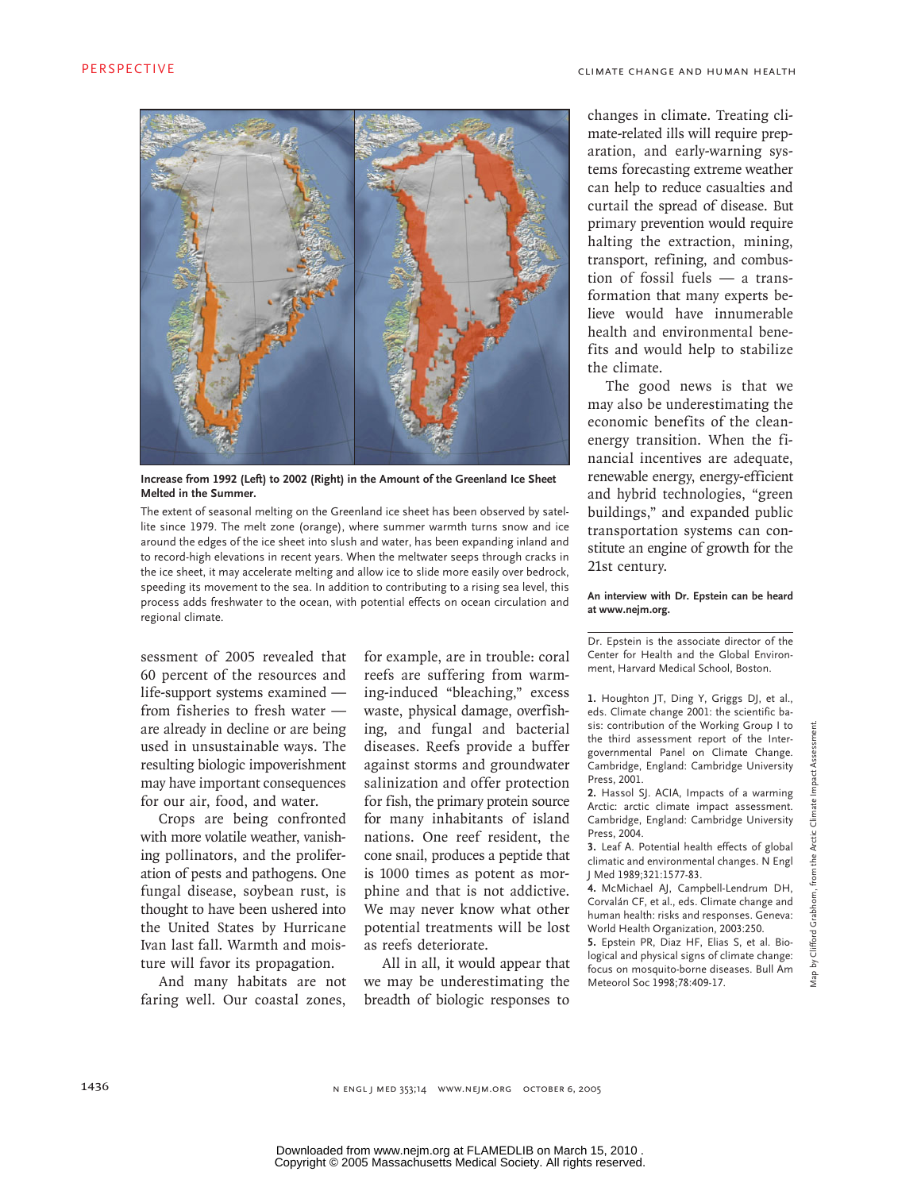**Increase from 1992 (Left) to 2002 (Right) in the Amount of the Greenland Ice Sheet Melted in the Summer.**

The extent of seasonal melting on the Greenland ice sheet has been observed by satellite since 1979. The melt zone (orange), where summer warmth turns snow and ice around the edges of the ice sheet into slush and water, has been expanding inland and to record-high elevations in recent years. When the meltwater seeps through cracks in the ice sheet, it may accelerate melting and allow ice to slide more easily over bedrock, speeding its movement to the sea. In addition to contributing to a rising sea level, this process adds freshwater to the ocean, with potential effects on ocean circulation and regional climate.

Map by Clifford Grabhorn, from the Arctic Climate Impact Assessment.

sessment of 2005 revealed that 60 percent of the resources and life-support systems examined — from fisheries to fresh water — are already in decline or are being used in unsustainable ways. The resulting biologic impoverishment may have important consequences for our air, food, and water.

Crops are being confronted with more volatile weather, vanishing pollinators, and the proliferation of pests and pathogens. One fungal disease, soybean rust, is thought to have been ushered into the United States by Hurricane Ivan last fall. Warmth and moisture will favor its propagation.

And many habitats are not faring well. Our coastal zones, for example, are in trouble: coral reefs are suffering from warming-induced "bleaching," excess waste, physical damage, overfishing, and fungal and bacterial diseases. Reefs provide a buffer against storms and groundwater salinization and offer protection for fish, the primary protein source for many inhabitants of island nations. One reef resident, the cone snail, produces a peptide that is 1000 times as potent as morphine and that is not addictive. We may never know what other potential treatments will be lost as reefs deteriorate.

All in all, it would appear that we may be underestimating the breadth of biologic responses to changes in climate. Treating climate-related ills will require preparation, and early-warning systems forecasting extreme weather can help to reduce casualties and curtail the spread of disease. But primary prevention would require halting the extraction, mining, transport, refining, and combustion of fossil fuels — a transformation that many experts believe would have innumerable health and environmental benefits and would help to stabilize the climate.

The good news is that we may also be underestimating the economic benefits of the clean-energy transition. When the financial incentives are adequate, renewable energy, energy-efficient and hybrid technologies, "green buildings," and expanded public transportation systems can constitute an engine of growth for the 21st century.

**An interview with Dr. Epstein can be heard at www.nejm.org.**

Dr. Epstein is the associate director of the Center for Health and the Global Environment, Harvard Medical School, Boston.

1. Houghton JT, Ding Y, Griggs DJ, et al., eds. Climate change 2001: the scientific basis: contribution of the Working Group I to the third assessment report of the Intergovernmental Panel on Climate Change. Cambridge, England: Cambridge University Press, 2001.
2. Hassol SJ. ACIA, Impacts of a warming Arctic: arctic climate impact assessment. Cambridge, England: Cambridge University Press, 2004.
3. Leaf A. Potential health effects of global climatic and environmental changes. N Engl J Med 1989;321:1577-83.
4. McMichael AJ, Campbell-Lendrum DH, Corvalán CF, et al., eds. Climate change and human health: risks and responses. Geneva: World Health Organization, 2003:250.
5. Epstein PR, Diaz HF, Elias S, et al. Biological and physical signs of climate change: focus on mosquito-borne diseases. Bull Am Meteorol Soc 1998;78:409-17.